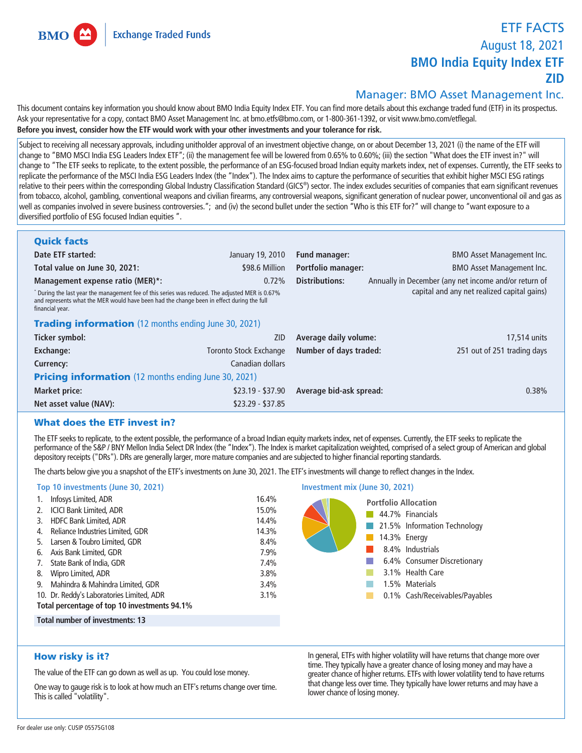BMO Exchange Traded Funds

# ETF FACTS
August 18, 2021
## BMO India Equity Index ETF
## ZID
Manager: BMO Asset Management Inc.

This document contains key information you should know about BMO India Equity Index ETF. You can find more details about this exchange traded fund (ETF) in its prospectus. Ask your representative for a copy, contact BMO Asset Management Inc. at bmo.etfs@bmo.com, or 1-800-361-1392, or visit www.bmo.com/etflegal.
**Before you invest, consider how the ETF would work with your other investments and your tolerance for risk.**

Subject to receiving all necessary approvals, including unitholder approval of an investment objective change, on or about December 13, 2021 (i) the name of the ETF will change to "BMO MSCI India ESG Leaders Index ETF"; (ii) the management fee will be lowered from 0.65% to 0.60%; (iii) the section "What does the ETF invest in?" will change to "The ETF seeks to replicate, to the extent possible, the performance of an ESG-focused broad Indian equity markets index, net of expenses. Currently, the ETF seeks to replicate the performance of the MSCI India ESG Leaders Index (the "Index"). The Index aims to capture the performance of securities that exhibit higher MSCI ESG ratings relative to their peers within the corresponding Global Industry Classification Standard (GICS®) sector. The index excludes securities of companies that earn significant revenues from tobacco, alcohol, gambling, conventional weapons and civilian firearms, any controversial weapons, significant generation of nuclear power, unconventional oil and gas as well as companies involved in severe business controversies."; and (iv) the second bullet under the section "Who is this ETF for?" will change to "want exposure to a diversified portfolio of ESG focused Indian equities ".

## Quick facts

| | | | |
|---|---|---|---|
| **Date ETF started:** | January 19, 2010 | **Fund manager:** | BMO Asset Management Inc. |
| **Total value on June 30, 2021:** | $98.6 Million | **Portfolio manager:** | BMO Asset Management Inc. |
| **Management expense ratio (MER)*:** | 0.72% | **Distributions:** | Annually in December (any net income and/or return of capital and any net realized capital gains) |

* During the last year the management fee of this series was reduced. The adjusted MER is 0.67% and represents what the MER would have been had the change been in effect during the full financial year.

## Trading information (12 months ending June 30, 2021)

| | | | |
|---|---|---|---|
| **Ticker symbol:** | ZID | **Average daily volume:** | 17,514 units |
| **Exchange:** | Toronto Stock Exchange | **Number of days traded:** | 251 out of 251 trading days |
| **Currency:** | Canadian dollars | | |

## Pricing information (12 months ending June 30, 2021)

| | | | |
|---|---|---|---|
| **Market price:** | $23.19 - $37.90 | **Average bid-ask spread:** | 0.38% |
| **Net asset value (NAV):** | $23.29 - $37.85 | | |

## What does the ETF invest in?

The ETF seeks to replicate, to the extent possible, the performance of a broad Indian equity markets index, net of expenses. Currently, the ETF seeks to replicate the performance of the S&P / BNY Mellon India Select DR Index (the "Index"). The Index is market capitalization weighted, comprised of a select group of American and global depository receipts ("DRs"). DRs are generally larger, more mature companies and are subjected to higher financial reporting standards.

The charts below give you a snapshot of the ETF's investments on June 30, 2021. The ETF's investments will change to reflect changes in the Index.

### Top 10 investments (June 30, 2021)

| | Investment | % |
|---|---|---|
| 1. | Infosys Limited, ADR | 16.4% |
| 2. | ICICI Bank Limited, ADR | 15.0% |
| 3. | HDFC Bank Limited, ADR | 14.4% |
| 4. | Reliance Industries Limited, GDR | 14.3% |
| 5. | Larsen & Toubro Limited, GDR | 8.4% |
| 6. | Axis Bank Limited, GDR | 7.9% |
| 7. | State Bank of India, GDR | 7.4% |
| 8. | Wipro Limited, ADR | 3.8% |
| 9. | Mahindra & Mahindra Limited, GDR | 3.4% |
| 10. | Dr. Reddy's Laboratories Limited, ADR | 3.1% |

**Total percentage of top 10 investments 94.1%**

**Total number of investments: 13**

### Investment mix (June 30, 2021)

**Portfolio Allocation**

- 44.7% Financials
- 21.5% Information Technology
- 14.3% Energy
- 8.4% Industrials
- 6.4% Consumer Discretionary
- 3.1% Health Care
- 1.5% Materials
- 0.1% Cash/Receivables/Payables

## How risky is it?

The value of the ETF can go down as well as up. You could lose money.

One way to gauge risk is to look at how much an ETF's returns change over time. This is called "volatility".

In general, ETFs with higher volatility will have returns that change more over time. They typically have a greater chance of losing money and may have a greater chance of higher returns. ETFs with lower volatility tend to have returns that change less over time. They typically have lower returns and may have a lower chance of losing money.

For dealer use only: CUSIP 05575G108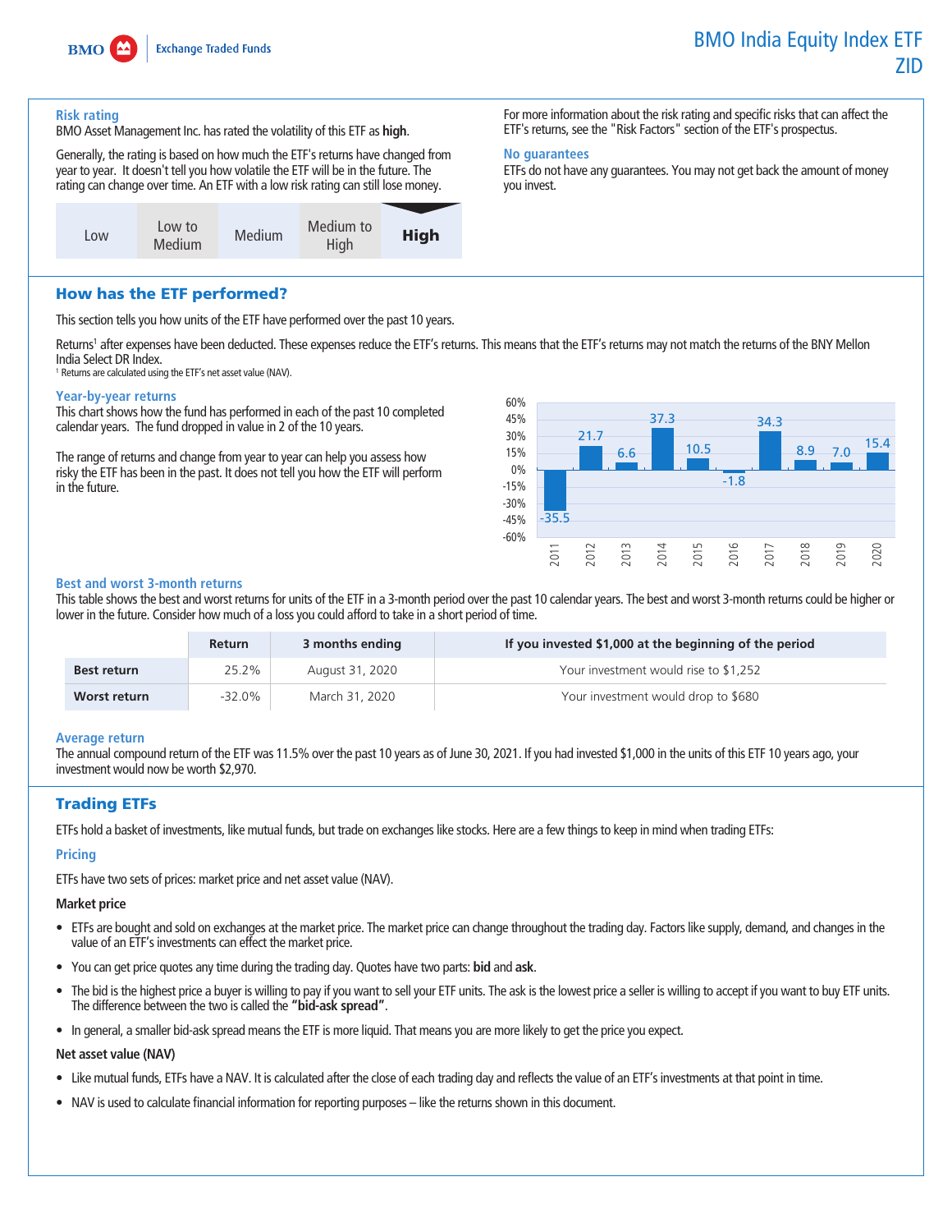# BMO India Equity Index ETF
# ZID

### Risk rating

BMO Asset Management Inc. has rated the volatility of this ETF as **high**.

Generally, the rating is based on how much the ETF's returns have changed from year to year. It doesn't tell you how volatile the ETF will be in the future. The rating can change over time. An ETF with a low risk rating can still lose money.

| Low | Low to Medium | Medium | Medium to High | **High** |
|---|---|---|---|---|

For more information about the risk rating and specific risks that can affect the ETF's returns, see the "Risk Factors" section of the ETF's prospectus.

### No guarantees

ETFs do not have any guarantees. You may not get back the amount of money you invest.

## How has the ETF performed?

This section tells you how units of the ETF have performed over the past 10 years.

Returns[1] after expenses have been deducted. These expenses reduce the ETF's returns. This means that the ETF's returns may not match the returns of the BNY Mellon India Select DR Index.

[1] Returns are calculated using the ETF's net asset value (NAV).

### Year-by-year returns

This chart shows how the fund has performed in each of the past 10 completed calendar years. The fund dropped in value in 2 of the 10 years.

The range of returns and change from year to year can help you assess how risky the ETF has been in the past. It does not tell you how the ETF will perform in the future.

| Year | 2011 | 2012 | 2013 | 2014 | 2015 | 2016 | 2017 | 2018 | 2019 | 2020 |
|---|---|---|---|---|---|---|---|---|---|---|
| Return (%) | -35.5 | 21.7 | 6.6 | 37.3 | 10.5 | -1.8 | 34.3 | 8.9 | 7.0 | 15.4 |

### Best and worst 3-month returns

This table shows the best and worst returns for units of the ETF in a 3-month period over the past 10 calendar years. The best and worst 3-month returns could be higher or lower in the future. Consider how much of a loss you could afford to take in a short period of time.

| | Return | 3 months ending | If you invested $1,000 at the beginning of the period |
|---|---|---|---|
| **Best return** | 25.2% | August 31, 2020 | Your investment would rise to $1,252 |
| **Worst return** | -32.0% | March 31, 2020 | Your investment would drop to $680 |

### Average return

The annual compound return of the ETF was 11.5% over the past 10 years as of June 30, 2021. If you had invested $1,000 in the units of this ETF 10 years ago, your investment would now be worth $2,970.

## Trading ETFs

ETFs hold a basket of investments, like mutual funds, but trade on exchanges like stocks. Here are a few things to keep in mind when trading ETFs:

### Pricing

ETFs have two sets of prices: market price and net asset value (NAV).

**Market price**

- ETFs are bought and sold on exchanges at the market price. The market price can change throughout the trading day. Factors like supply, demand, and changes in the value of an ETF's investments can effect the market price.
- You can get price quotes any time during the trading day. Quotes have two parts: **bid** and **ask**.
- The bid is the highest price a buyer is willing to pay if you want to sell your ETF units. The ask is the lowest price a seller is willing to accept if you want to buy ETF units. The difference between the two is called the **"bid-ask spread"**.
- In general, a smaller bid-ask spread means the ETF is more liquid. That means you are more likely to get the price you expect.

**Net asset value (NAV)**

- Like mutual funds, ETFs have a NAV. It is calculated after the close of each trading day and reflects the value of an ETF's investments at that point in time.
- NAV is used to calculate financial information for reporting purposes – like the returns shown in this document.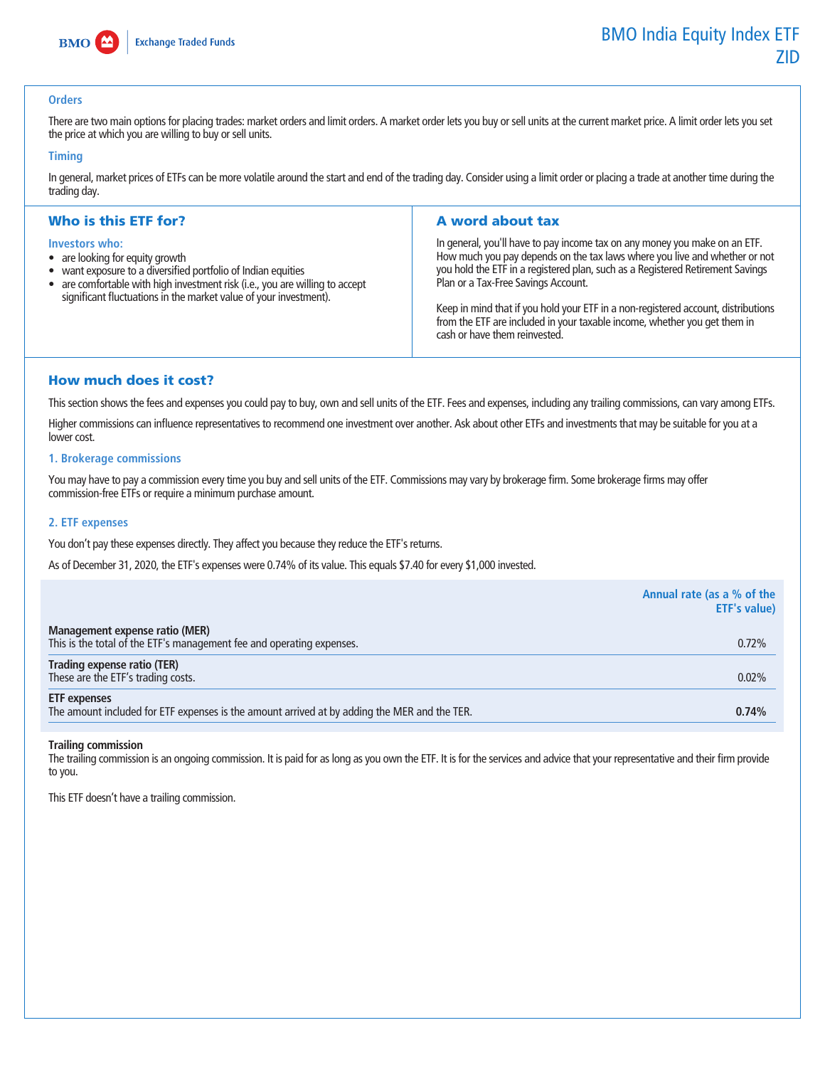#### Orders

There are two main options for placing trades: market orders and limit orders. A market order lets you buy or sell units at the current market price. A limit order lets you set the price at which you are willing to buy or sell units.

#### Timing

In general, market prices of ETFs can be more volatile around the start and end of the trading day. Consider using a limit order or placing a trade at another time during the trading day.

## Who is this ETF for?

**Investors who:**

- are looking for equity growth
- want exposure to a diversified portfolio of Indian equities
- are comfortable with high investment risk (i.e., you are willing to accept significant fluctuations in the market value of your investment).

## A word about tax

In general, you'll have to pay income tax on any money you make on an ETF. How much you pay depends on the tax laws where you live and whether or not you hold the ETF in a registered plan, such as a Registered Retirement Savings Plan or a Tax-Free Savings Account.

Keep in mind that if you hold your ETF in a non-registered account, distributions from the ETF are included in your taxable income, whether you get them in cash or have them reinvested.

## How much does it cost?

This section shows the fees and expenses you could pay to buy, own and sell units of the ETF. Fees and expenses, including any trailing commissions, can vary among ETFs.

Higher commissions can influence representatives to recommend one investment over another. Ask about other ETFs and investments that may be suitable for you at a lower cost.

### 1. Brokerage commissions

You may have to pay a commission every time you buy and sell units of the ETF. Commissions may vary by brokerage firm. Some brokerage firms may offer commission-free ETFs or require a minimum purchase amount.

### 2. ETF expenses

You don't pay these expenses directly. They affect you because they reduce the ETF's returns.

As of December 31, 2020, the ETF's expenses were 0.74% of its value. This equals $7.40 for every $1,000 invested.

| | Annual rate (as a % of the ETF's value) |
|---|---|
| **Management expense ratio (MER)**<br>This is the total of the ETF's management fee and operating expenses. | 0.72% |
| **Trading expense ratio (TER)**<br>These are the ETF's trading costs. | 0.02% |
| **ETF expenses**<br>The amount included for ETF expenses is the amount arrived at by adding the MER and the TER. | **0.74%** |

**Trailing commission**

The trailing commission is an ongoing commission. It is paid for as long as you own the ETF. It is for the services and advice that your representative and their firm provide to you.

This ETF doesn't have a trailing commission.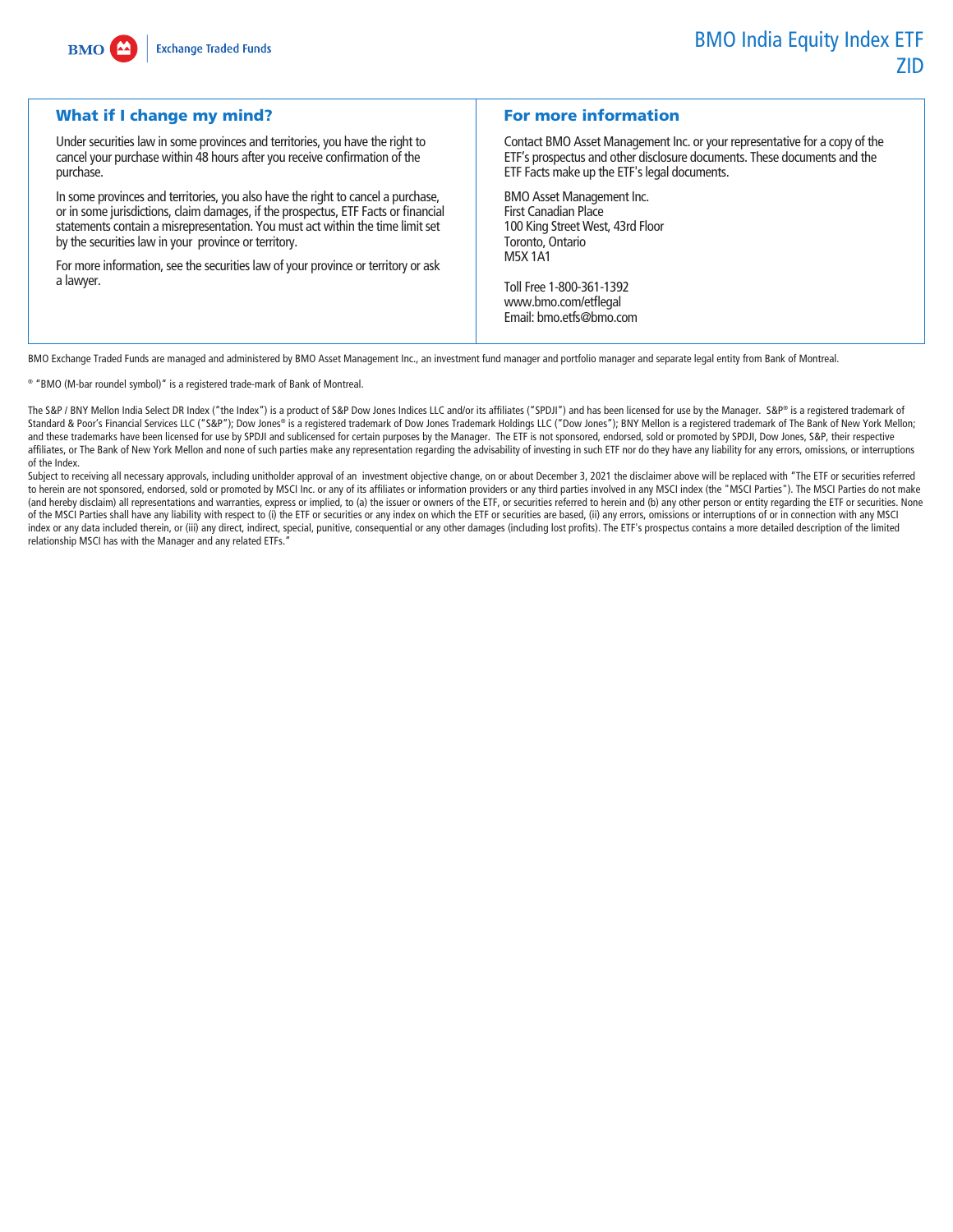# BMO India Equity Index ETF
# ZID

## What if I change my mind?

Under securities law in some provinces and territories, you have the right to cancel your purchase within 48 hours after you receive confirmation of the purchase.

In some provinces and territories, you also have the right to cancel a purchase, or in some jurisdictions, claim damages, if the prospectus, ETF Facts or financial statements contain a misrepresentation. You must act within the time limit set by the securities law in your province or territory.

For more information, see the securities law of your province or territory or ask a lawyer.

## For more information

Contact BMO Asset Management Inc. or your representative for a copy of the ETF's prospectus and other disclosure documents. These documents and the ETF Facts make up the ETF's legal documents.

BMO Asset Management Inc.
First Canadian Place
100 King Street West, 43rd Floor
Toronto, Ontario
M5X 1A1

Toll Free 1-800-361-1392
www.bmo.com/etflegal
Email: bmo.etfs@bmo.com

BMO Exchange Traded Funds are managed and administered by BMO Asset Management Inc., an investment fund manager and portfolio manager and separate legal entity from Bank of Montreal.

® "BMO (M-bar roundel symbol)" is a registered trade-mark of Bank of Montreal.

The S&P / BNY Mellon India Select DR Index ("the Index") is a product of S&P Dow Jones Indices LLC and/or its affiliates ("SPDJI") and has been licensed for use by the Manager. S&P® is a registered trademark of Standard & Poor's Financial Services LLC ("S&P"); Dow Jones® is a registered trademark of Dow Jones Trademark Holdings LLC ("Dow Jones"); BNY Mellon is a registered trademark of The Bank of New York Mellon; and these trademarks have been licensed for use by SPDJI and sublicensed for certain purposes by the Manager. The ETF is not sponsored, endorsed, sold or promoted by SPDJI, Dow Jones, S&P, their respective affiliates, or The Bank of New York Mellon and none of such parties make any representation regarding the advisability of investing in such ETF nor do they have any liability for any errors, omissions, or interruptions of the Index.

Subject to receiving all necessary approvals, including unitholder approval of an investment objective change, on or about December 3, 2021 the disclaimer above will be replaced with "The ETF or securities referred to herein are not sponsored, endorsed, sold or promoted by MSCI Inc. or any of its affiliates or information providers or any third parties involved in any MSCI index (the "MSCI Parties"). The MSCI Parties do not make (and hereby disclaim) all representations and warranties, express or implied, to (a) the issuer or owners of the ETF, or securities referred to herein and (b) any other person or entity regarding the ETF or securities. None of the MSCI Parties shall have any liability with respect to (i) the ETF or securities or any index on which the ETF or securities are based, (ii) any errors, omissions or interruptions of or in connection with any MSCI index or any data included therein, or (iii) any direct, indirect, special, punitive, consequential or any other damages (including lost profits). The ETF's prospectus contains a more detailed description of the limited relationship MSCI has with the Manager and any related ETFs."